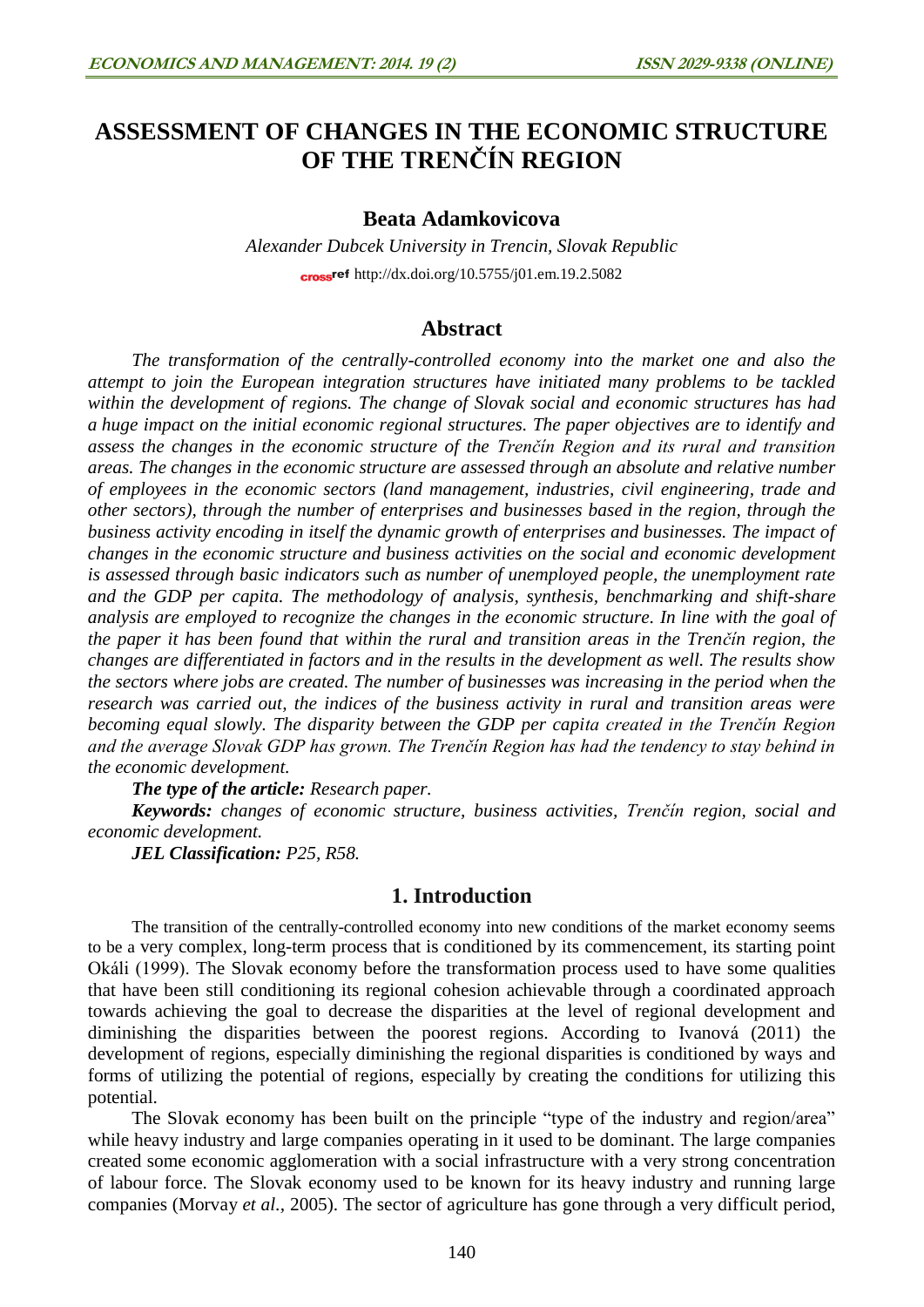# ASSESSMENT OF CHANGES IN THE ECONOMIC STRUCTURE OF THE TRENČÍN REGION

**Beata Adamkovicova**

*Alexander Dubcek University in Trencin, Slovak Republic*

http://dx.doi.org/10.5755/j01.em.19.2.5082

## Abstract

*The transformation of the centrally-controlled economy into the market one and also the attempt to join the European integration structures have initiated many problems to be tackled within the development of regions. The change of Slovak social and economic structures has had a huge impact on the initial economic regional structures. The paper objectives are to identify and assess the changes in the economic structure of the Trenčín Region and its rural and transition areas. The changes in the economic structure are assessed through an absolute and relative number of employees in the economic sectors (land management, industries, civil engineering, trade and other sectors), through the number of enterprises and businesses based in the region, through the business activity encoding in itself the dynamic growth of enterprises and businesses. The impact of changes in the economic structure and business activities on the social and economic development is assessed through basic indicators such as number of unemployed people, the unemployment rate and the GDP per capita. The methodology of analysis, synthesis, benchmarking and shift-share analysis are employed to recognize the changes in the economic structure. In line with the goal of the paper it has been found that within the rural and transition areas in the Trenčín region, the changes are differentiated in factors and in the results in the development as well. The results show the sectors where jobs are created. The number of businesses was increasing in the period when the research was carried out, the indices of the business activity in rural and transition areas were becoming equal slowly. The disparity between the GDP per capita created in the Trenčín Region and the average Slovak GDP has grown. The Trenčín Region has had the tendency to stay behind in the economic development.*

***The type of the article:*** *Research paper.*

***Keywords:*** *changes of economic structure, business activities, Trenčín region, social and economic development.*

***JEL Classification:*** *P25, R58.*

## 1. Introduction

The transition of the centrally-controlled economy into new conditions of the market economy seems to be a very complex, long-term process that is conditioned by its commencement, its starting point Okáli (1999). The Slovak economy before the transformation process used to have some qualities that have been still conditioning its regional cohesion achievable through a coordinated approach towards achieving the goal to decrease the disparities at the level of regional development and diminishing the disparities between the poorest regions. According to Ivanová (2011) the development of regions, especially diminishing the regional disparities is conditioned by ways and forms of utilizing the potential of regions, especially by creating the conditions for utilizing this potential.

The Slovak economy has been built on the principle "type of the industry and region/area" while heavy industry and large companies operating in it used to be dominant. The large companies created some economic agglomeration with a social infrastructure with a very strong concentration of labour force. The Slovak economy used to be known for its heavy industry and running large companies (Morvay *et al.*, 2005). The sector of agriculture has gone through a very difficult period,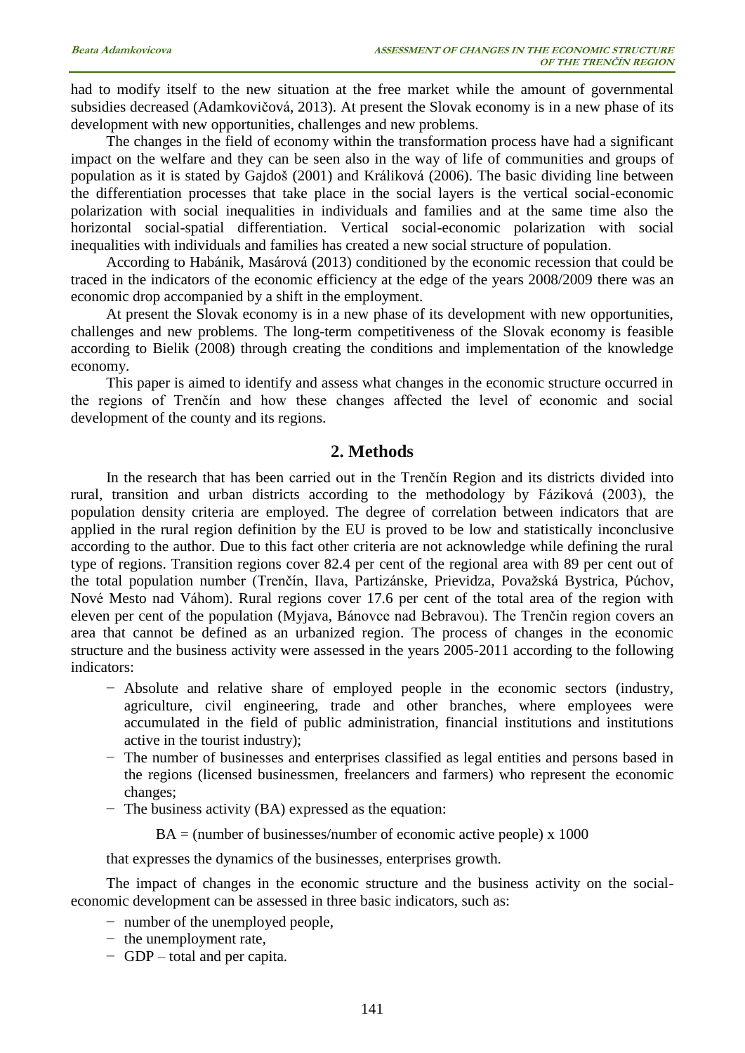had to modify itself to the new situation at the free market while the amount of governmental subsidies decreased (Adamkovičová, 2013). At present the Slovak economy is in a new phase of its development with new opportunities, challenges and new problems.

The changes in the field of economy within the transformation process have had a significant impact on the welfare and they can be seen also in the way of life of communities and groups of population as it is stated by Gajdoš (2001) and Králiková (2006). The basic dividing line between the differentiation processes that take place in the social layers is the vertical social-economic polarization with social inequalities in individuals and families and at the same time also the horizontal social-spatial differentiation. Vertical social-economic polarization with social inequalities with individuals and families has created a new social structure of population.

According to Habánik, Masárová (2013) conditioned by the economic recession that could be traced in the indicators of the economic efficiency at the edge of the years 2008/2009 there was an economic drop accompanied by a shift in the employment.

At present the Slovak economy is in a new phase of its development with new opportunities, challenges and new problems. The long-term competitiveness of the Slovak economy is feasible according to Bielik (2008) through creating the conditions and implementation of the knowledge economy.

This paper is aimed to identify and assess what changes in the economic structure occurred in the regions of Trenčín and how these changes affected the level of economic and social development of the county and its regions.

## 2. Methods

In the research that has been carried out in the Trenčín Region and its districts divided into rural, transition and urban districts according to the methodology by Fáziková (2003), the population density criteria are employed. The degree of correlation between indicators that are applied in the rural region definition by the EU is proved to be low and statistically inconclusive according to the author. Due to this fact other criteria are not acknowledge while defining the rural type of regions. Transition regions cover 82.4 per cent of the regional area with 89 per cent out of the total population number (Trenčín, Ilava, Partizánske, Prievidza, Považská Bystrica, Púchov, Nové Mesto nad Váhom). Rural regions cover 17.6 per cent of the total area of the region with eleven per cent of the population (Myjava, Bánovce nad Bebravou). The Trenčin region covers an area that cannot be defined as an urbanized region. The process of changes in the economic structure and the business activity were assessed in the years 2005-2011 according to the following indicators:

- Absolute and relative share of employed people in the economic sectors (industry, agriculture, civil engineering, trade and other branches, where employees were accumulated in the field of public administration, financial institutions and institutions active in the tourist industry);
- The number of businesses and enterprises classified as legal entities and persons based in the regions (licensed businessmen, freelancers and farmers) who represent the economic changes;
- The business activity (BA) expressed as the equation:

$$BA = (\text{number of businesses}/\text{number of economic active people}) \times 1000$$

that expresses the dynamics of the businesses, enterprises growth.

The impact of changes in the economic structure and the business activity on the social-economic development can be assessed in three basic indicators, such as:

- number of the unemployed people,
- the unemployment rate,
- GDP – total and per capita.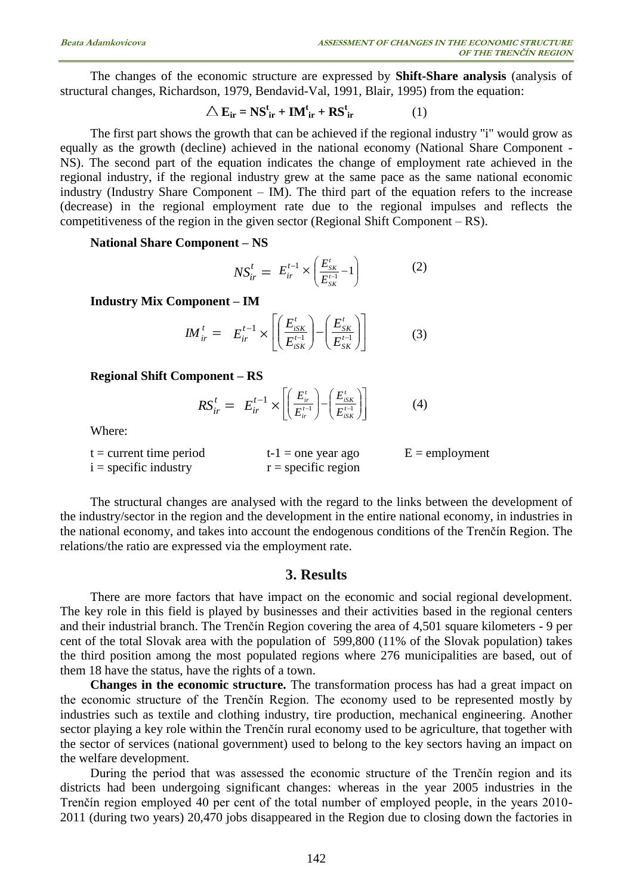The changes of the economic structure are expressed by **Shift-Share analysis** (analysis of structural changes, Richardson, 1979, Bendavid-Val, 1991, Blair, 1995) from the equation:

$$\triangle \mathbf{E_{ir}} = \mathbf{NS^t_{ir}} + \mathbf{IM^t_{ir}} + \mathbf{RS^t_{ir}} \qquad (1)$$

The first part shows the growth that can be achieved if the regional industry "i" would grow as equally as the growth (decline) achieved in the national economy (National Share Component - NS). The second part of the equation indicates the change of employment rate achieved in the regional industry, if the regional industry grew at the same pace as the same national economic industry (Industry Share Component – IM). The third part of the equation refers to the increase (decrease) in the regional employment rate due to the regional impulses and reflects the competitiveness of the region in the given sector (Regional Shift Component – RS).

**National Share Component – NS**

$$NS^t_{ir} = E^{t-1}_{ir} \times \left( \frac{E^t_{SK}}{E^{t-1}_{SK}} - 1 \right) \qquad (2)$$

**Industry Mix Component – IM**

$$IM^t_{ir} = E^{t-1}_{ir} \times \left[ \left( \frac{E^t_{iSK}}{E^{t-1}_{iSK}} \right) - \left( \frac{E^t_{SK}}{E^{t-1}_{SK}} \right) \right] \qquad (3)$$

**Regional Shift Component – RS**

$$RS^t_{ir} = E^{t-1}_{ir} \times \left[ \left( \frac{E^t_{ir}}{E^{t-1}_{ir}} \right) - \left( \frac{E^t_{iSK}}{E^{t-1}_{iSK}} \right) \right] \qquad (4)$$

Where:

$t$ = current time period  
$t-1$ = one year ago  
$E$ = employment  
$i$ = specific industry  
$r$ = specific region

The structural changes are analysed with the regard to the links between the development of the industry/sector in the region and the development in the entire national economy, in industries in the national economy, and takes into account the endogenous conditions of the Trenčín Region. The relations/the ratio are expressed via the employment rate.

## 3. Results

There are more factors that have impact on the economic and social regional development. The key role in this field is played by businesses and their activities based in the regional centers and their industrial branch. The Trenčín Region covering the area of 4,501 square kilometers - 9 per cent of the total Slovak area with the population of 599,800 (11% of the Slovak population) takes the third position among the most populated regions where 276 municipalities are based, out of them 18 have the status, have the rights of a town.

**Changes in the economic structure.** The transformation process has had a great impact on the economic structure of the Trenčín Region. The economy used to be represented mostly by industries such as textile and clothing industry, tire production, mechanical engineering. Another sector playing a key role within the Trenčín rural economy used to be agriculture, that together with the sector of services (national government) used to belong to the key sectors having an impact on the welfare development.

During the period that was assessed the economic structure of the Trenčín region and its districts had been undergoing significant changes: whereas in the year 2005 industries in the Trenčín region employed 40 per cent of the total number of employed people, in the years 2010-2011 (during two years) 20,470 jobs disappeared in the Region due to closing down the factories in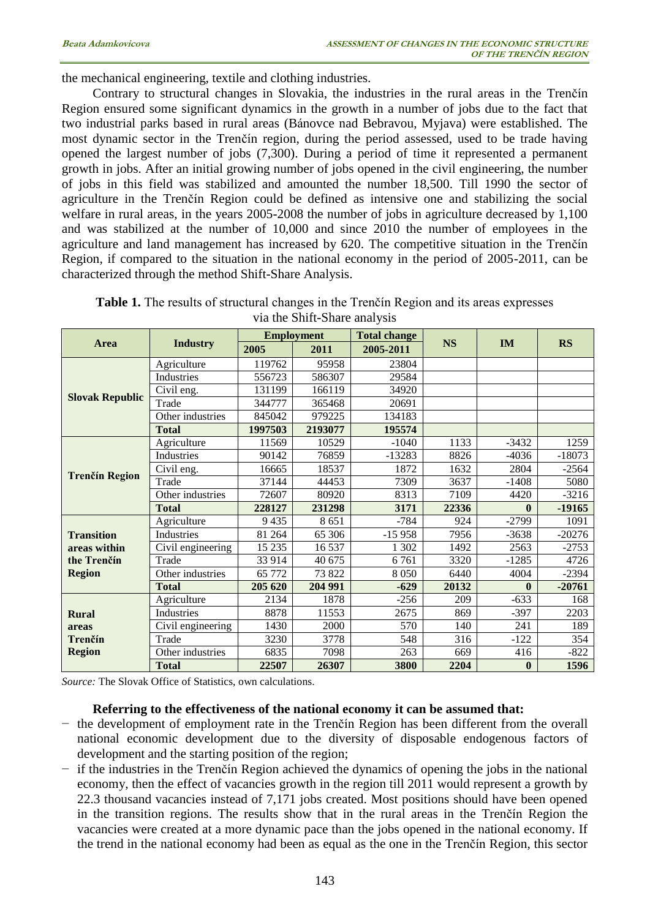the mechanical engineering, textile and clothing industries.

Contrary to structural changes in Slovakia, the industries in the rural areas in the Trenčín Region ensured some significant dynamics in the growth in a number of jobs due to the fact that two industrial parks based in rural areas (Bánovce nad Bebravou, Myjava) were established. The most dynamic sector in the Trenčín region, during the period assessed, used to be trade having opened the largest number of jobs (7,300). During a period of time it represented a permanent growth in jobs. After an initial growing number of jobs opened in the civil engineering, the number of jobs in this field was stabilized and amounted the number 18,500. Till 1990 the sector of agriculture in the Trenčín Region could be defined as intensive one and stabilizing the social welfare in rural areas, in the years 2005-2008 the number of jobs in agriculture decreased by 1,100 and was stabilized at the number of 10,000 and since 2010 the number of employees in the agriculture and land management has increased by 620. The competitive situation in the Trenčín Region, if compared to the situation in the national economy in the period of 2005-2011, can be characterized through the method Shift-Share Analysis.

**Table 1.** The results of structural changes in the Trenčín Region and its areas expresses via the Shift-Share analysis

| Area | Industry | Employment | | Total change | NS | IM | RS |
|---|---|---|---|---|---|---|---|
| | | 2005 | 2011 | 2005-2011 | | | |
| **Slovak Republic** | Agriculture | 119762 | 95958 | 23804 | | | |
| | Industries | 556723 | 586307 | 29584 | | | |
| | Civil eng. | 131199 | 166119 | 34920 | | | |
| | Trade | 344777 | 365468 | 20691 | | | |
| | Other industries | 845042 | 979225 | 134183 | | | |
| | **Total** | **1997503** | **2193077** | **195574** | | | |
| **Trenčín Region** | Agriculture | 11569 | 10529 | -1040 | 1133 | -3432 | 1259 |
| | Industries | 90142 | 76859 | -13283 | 8826 | -4036 | -18073 |
| | Civil eng. | 16665 | 18537 | 1872 | 1632 | 2804 | -2564 |
| | Trade | 37144 | 44453 | 7309 | 3637 | -1408 | 5080 |
| | Other industries | 72607 | 80920 | 8313 | 7109 | 4420 | -3216 |
| | **Total** | **228127** | **231298** | **3171** | **22336** | **0** | **-19165** |
| **Transition areas within the Trenčín Region** | Agriculture | 9 435 | 8 651 | -784 | 924 | -2799 | 1091 |
| | Industries | 81 264 | 65 306 | -15 958 | 7956 | -3638 | -20276 |
| | Civil engineering | 15 235 | 16 537 | 1 302 | 1492 | 2563 | -2753 |
| | Trade | 33 914 | 40 675 | 6 761 | 3320 | -1285 | 4726 |
| | Other industries | 65 772 | 73 822 | 8 050 | 6440 | 4004 | -2394 |
| | **Total** | **205 620** | **204 991** | **-629** | **20132** | **0** | **-20761** |
| **Rural areas Trenčín Region** | Agriculture | 2134 | 1878 | -256 | 209 | -633 | 168 |
| | Industries | 8878 | 11553 | 2675 | 869 | -397 | 2203 |
| | Civil engineering | 1430 | 2000 | 570 | 140 | 241 | 189 |
| | Trade | 3230 | 3778 | 548 | 316 | -122 | 354 |
| | Other industries | 6835 | 7098 | 263 | 669 | 416 | -822 |
| | **Total** | **22507** | **26307** | **3800** | **2204** | **0** | **1596** |

*Source:* The Slovak Office of Statistics, own calculations.

**Referring to the effectiveness of the national economy it can be assumed that:**

- the development of employment rate in the Trenčín Region has been different from the overall national economic development due to the diversity of disposable endogenous factors of development and the starting position of the region;
- if the industries in the Trenčín Region achieved the dynamics of opening the jobs in the national economy, then the effect of vacancies growth in the region till 2011 would represent a growth by 22.3 thousand vacancies instead of 7,171 jobs created. Most positions should have been opened in the transition regions. The results show that in the rural areas in the Trenčín Region the vacancies were created at a more dynamic pace than the jobs opened in the national economy. If the trend in the national economy had been as equal as the one in the Trenčín Region, this sector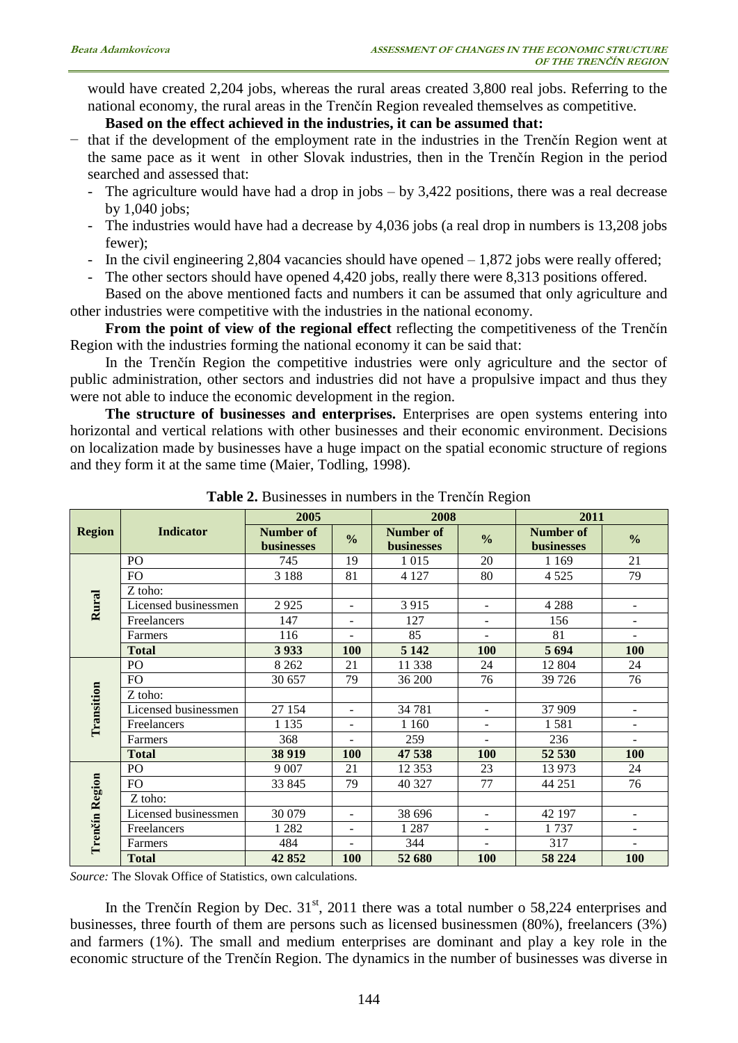would have created 2,204 jobs, whereas the rural areas created 3,800 real jobs. Referring to the national economy, the rural areas in the Trenčín Region revealed themselves as competitive.

**Based on the effect achieved in the industries, it can be assumed that:**

− that if the development of the employment rate in the industries in the Trenčín Region went at the same pace as it went in other Slovak industries, then in the Trenčín Region in the period searched and assessed that:

- The agriculture would have had a drop in jobs – by 3,422 positions, there was a real decrease by 1,040 jobs;
- The industries would have had a decrease by 4,036 jobs (a real drop in numbers is 13,208 jobs fewer);
- In the civil engineering 2,804 vacancies should have opened – 1,872 jobs were really offered;
- The other sectors should have opened 4,420 jobs, really there were 8,313 positions offered.

Based on the above mentioned facts and numbers it can be assumed that only agriculture and other industries were competitive with the industries in the national economy.

**From the point of view of the regional effect** reflecting the competitiveness of the Trenčín Region with the industries forming the national economy it can be said that:

In the Trenčín Region the competitive industries were only agriculture and the sector of public administration, other sectors and industries did not have a propulsive impact and thus they were not able to induce the economic development in the region.

**The structure of businesses and enterprises.** Enterprises are open systems entering into horizontal and vertical relations with other businesses and their economic environment. Decisions on localization made by businesses have a huge impact on the spatial economic structure of regions and they form it at the same time (Maier, Todling, 1998).

**Table 2.** Businesses in numbers in the Trenčín Region

| Region | Indicator | 2005 | | 2008 | | 2011 | |
|---|---|---|---|---|---|---|---|
| | | Number of businesses | % | Number of businesses | % | Number of businesses | % |
| Rural | PO | 745 | 19 | 1 015 | 20 | 1 169 | 21 |
| | FO | 3 188 | 81 | 4 127 | 80 | 4 525 | 79 |
| | Z toho: | | | | | | |
| | Licensed businessmen | 2 925 | - | 3 915 | - | 4 288 | - |
| | Freelancers | 147 | - | 127 | - | 156 | - |
| | Farmers | 116 | - | 85 | - | 81 | - |
| | **Total** | **3 933** | **100** | **5 142** | **100** | **5 694** | **100** |
| Transition | PO | 8 262 | 21 | 11 338 | 24 | 12 804 | 24 |
| | FO | 30 657 | 79 | 36 200 | 76 | 39 726 | 76 |
| | Z toho: | | | | | | |
| | Licensed businessmen | 27 154 | - | 34 781 | - | 37 909 | - |
| | Freelancers | 1 135 | - | 1 160 | - | 1 581 | - |
| | Farmers | 368 | - | 259 | - | 236 | - |
| | **Total** | **38 919** | **100** | **47 538** | **100** | **52 530** | **100** |
| Trenčín Region | PO | 9 007 | 21 | 12 353 | 23 | 13 973 | 24 |
| | FO | 33 845 | 79 | 40 327 | 77 | 44 251 | 76 |
| | Z toho: | | | | | | |
| | Licensed businessmen | 30 079 | - | 38 696 | - | 42 197 | - |
| | Freelancers | 1 282 | - | 1 287 | - | 1 737 | - |
| | Farmers | 484 | - | 344 | - | 317 | - |
| | **Total** | **42 852** | **100** | **52 680** | **100** | **58 224** | **100** |

*Source:* The Slovak Office of Statistics, own calculations.

In the Trenčín Region by Dec. 31st, 2011 there was a total number o 58,224 enterprises and businesses, three fourth of them are persons such as licensed businessmen (80%), freelancers (3%) and farmers (1%). The small and medium enterprises are dominant and play a key role in the economic structure of the Trenčín Region. The dynamics in the number of businesses was diverse in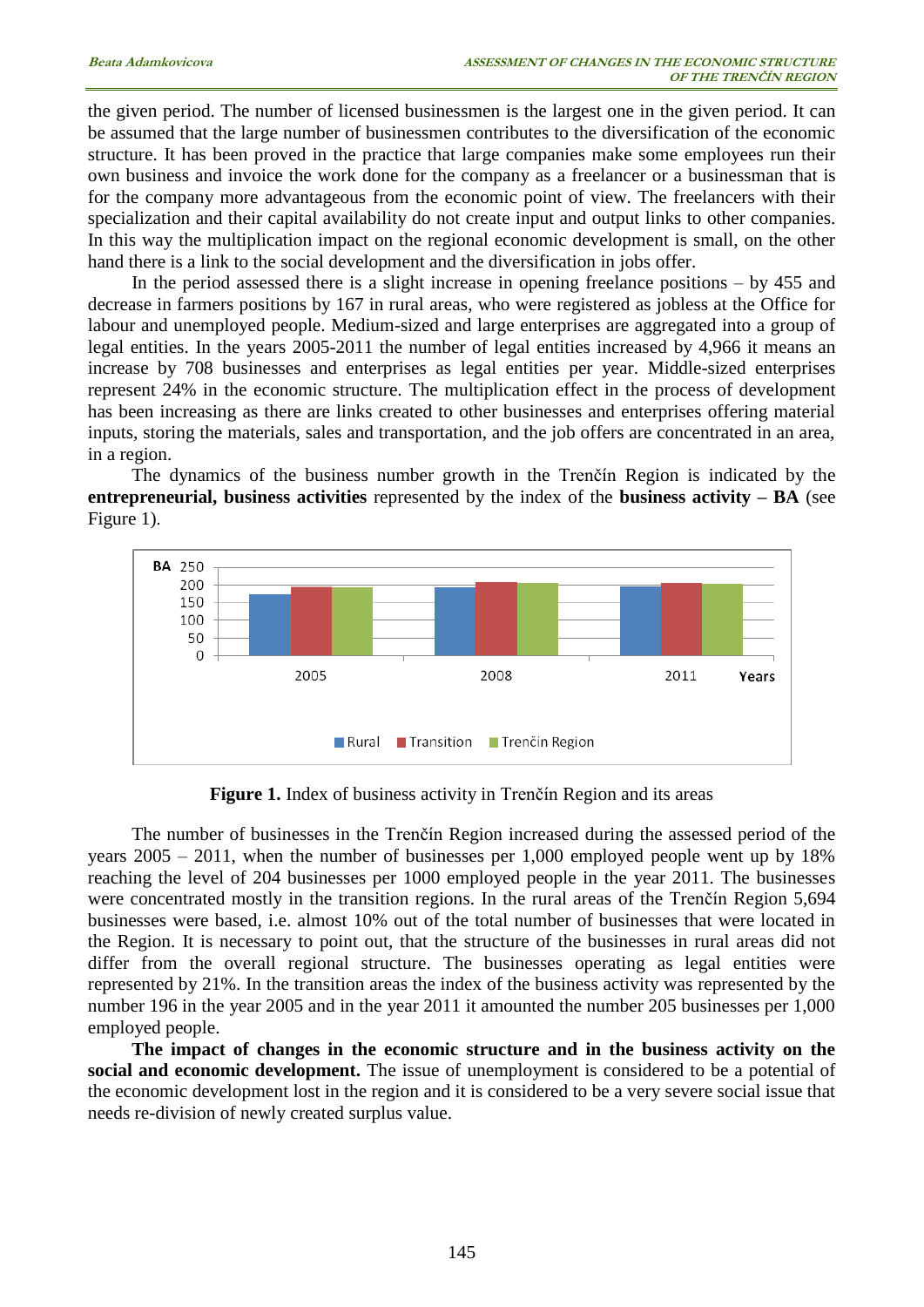the given period. The number of licensed businessmen is the largest one in the given period. It can be assumed that the large number of businessmen contributes to the diversification of the economic structure. It has been proved in the practice that large companies make some employees run their own business and invoice the work done for the company as a freelancer or a businessman that is for the company more advantageous from the economic point of view. The freelancers with their specialization and their capital availability do not create input and output links to other companies. In this way the multiplication impact on the regional economic development is small, on the other hand there is a link to the social development and the diversification in jobs offer.

In the period assessed there is a slight increase in opening freelance positions – by 455 and decrease in farmers positions by 167 in rural areas, who were registered as jobless at the Office for labour and unemployed people. Medium-sized and large enterprises are aggregated into a group of legal entities. In the years 2005-2011 the number of legal entities increased by 4,966 it means an increase by 708 businesses and enterprises as legal entities per year. Middle-sized enterprises represent 24% in the economic structure. The multiplication effect in the process of development has been increasing as there are links created to other businesses and enterprises offering material inputs, storing the materials, sales and transportation, and the job offers are concentrated in an area, in a region.

The dynamics of the business number growth in the Trenčín Region is indicated by the **entrepreneurial, business activities** represented by the index of the **business activity – BA** (see Figure 1).

**Figure 1.** Index of business activity in Trenčín Region and its areas

The number of businesses in the Trenčín Region increased during the assessed period of the years 2005 – 2011, when the number of businesses per 1,000 employed people went up by 18% reaching the level of 204 businesses per 1000 employed people in the year 2011. The businesses were concentrated mostly in the transition regions. In the rural areas of the Trenčín Region 5,694 businesses were based, i.e. almost 10% out of the total number of businesses that were located in the Region. It is necessary to point out, that the structure of the businesses in rural areas did not differ from the overall regional structure. The businesses operating as legal entities were represented by 21%. In the transition areas the index of the business activity was represented by the number 196 in the year 2005 and in the year 2011 it amounted the number 205 businesses per 1,000 employed people.

**The impact of changes in the economic structure and in the business activity on the social and economic development.** The issue of unemployment is considered to be a potential of the economic development lost in the region and it is considered to be a very severe social issue that needs re-division of newly created surplus value.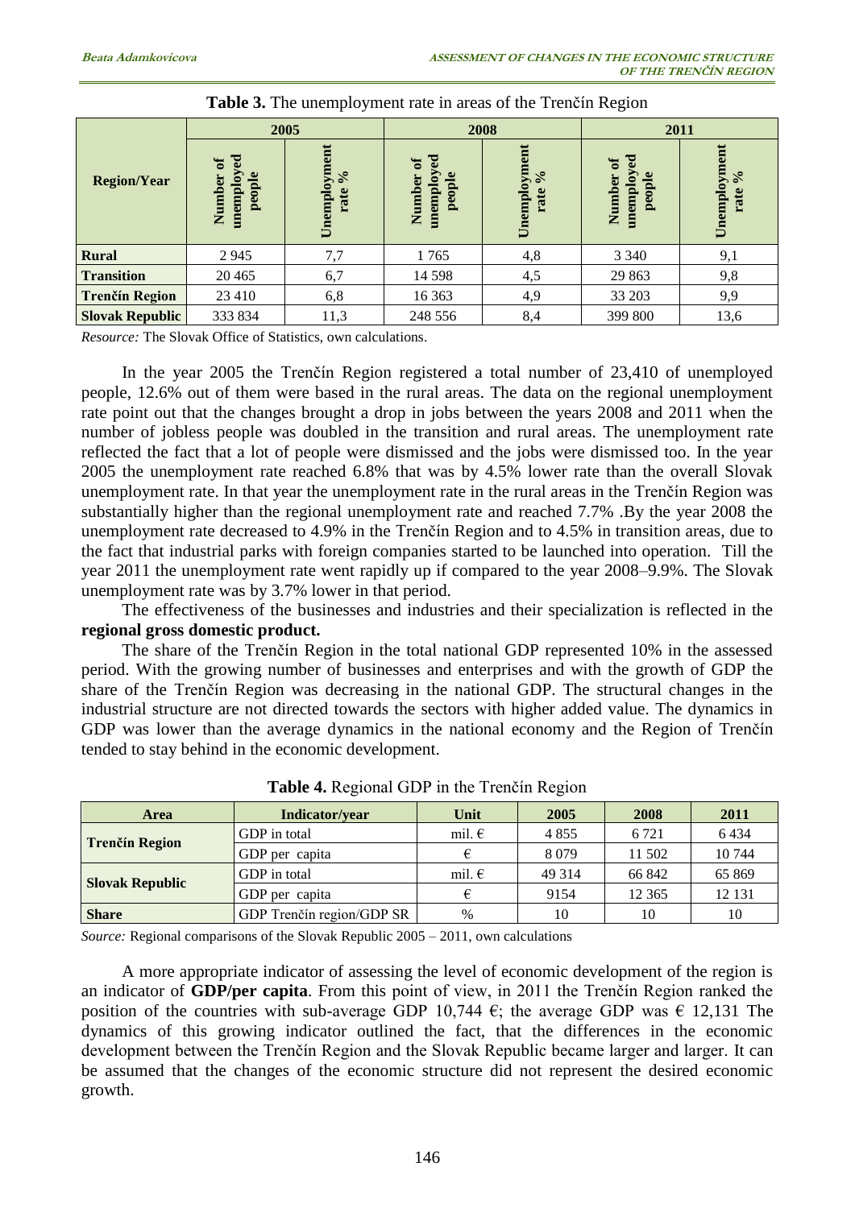**Table 3.** The unemployment rate in areas of the Trenčín Region

| Region/Year | 2005 | | 2008 | | 2011 | |
|---|---|---|---|---|---|---|
| | Number of unemployed people | Unemployment rate % | Number of unemployed people | Unemployment rate % | Number of unemployed people | Unemployment rate % |
| **Rural** | 2 945 | 7,7 | 1 765 | 4,8 | 3 340 | 9,1 |
| **Transition** | 20 465 | 6,7 | 14 598 | 4,5 | 29 863 | 9,8 |
| **Trenčín Region** | 23 410 | 6,8 | 16 363 | 4,9 | 33 203 | 9,9 |
| **Slovak Republic** | 333 834 | 11,3 | 248 556 | 8,4 | 399 800 | 13,6 |

*Resource:* The Slovak Office of Statistics, own calculations.

In the year 2005 the Trenčín Region registered a total number of 23,410 of unemployed people, 12.6% out of them were based in the rural areas. The data on the regional unemployment rate point out that the changes brought a drop in jobs between the years 2008 and 2011 when the number of jobless people was doubled in the transition and rural areas. The unemployment rate reflected the fact that a lot of people were dismissed and the jobs were dismissed too. In the year 2005 the unemployment rate reached 6.8% that was by 4.5% lower rate than the overall Slovak unemployment rate. In that year the unemployment rate in the rural areas in the Trenčín Region was substantially higher than the regional unemployment rate and reached 7.7% .By the year 2008 the unemployment rate decreased to 4.9% in the Trenčín Region and to 4.5% in transition areas, due to the fact that industrial parks with foreign companies started to be launched into operation. Till the year 2011 the unemployment rate went rapidly up if compared to the year 2008–9.9%. The Slovak unemployment rate was by 3.7% lower in that period.

The effectiveness of the businesses and industries and their specialization is reflected in the **regional gross domestic product.**

The share of the Trenčín Region in the total national GDP represented 10% in the assessed period. With the growing number of businesses and enterprises and with the growth of GDP the share of the Trenčín Region was decreasing in the national GDP. The structural changes in the industrial structure are not directed towards the sectors with higher added value. The dynamics in GDP was lower than the average dynamics in the national economy and the Region of Trenčín tended to stay behind in the economic development.

**Table 4.** Regional GDP in the Trenčín Region

| Area | Indicator/year | Unit | 2005 | 2008 | 2011 |
|---|---|---|---|---|---|
| **Trenčín Region** | GDP in total | mil. € | 4 855 | 6 721 | 6 434 |
| | GDP per capita | € | 8 079 | 11 502 | 10 744 |
| **Slovak Republic** | GDP in total | mil. € | 49 314 | 66 842 | 65 869 |
| | GDP per capita | € | 9154 | 12 365 | 12 131 |
| **Share** | GDP Trenčín region/GDP SR | % | 10 | 10 | 10 |

*Source:* Regional comparisons of the Slovak Republic 2005 – 2011, own calculations

A more appropriate indicator of assessing the level of economic development of the region is an indicator of **GDP/per capita**. From this point of view, in 2011 the Trenčín Region ranked the position of the countries with sub-average GDP 10,744 €; the average GDP was € 12,131 The dynamics of this growing indicator outlined the fact, that the differences in the economic development between the Trenčín Region and the Slovak Republic became larger and larger. It can be assumed that the changes of the economic structure did not represent the desired economic growth.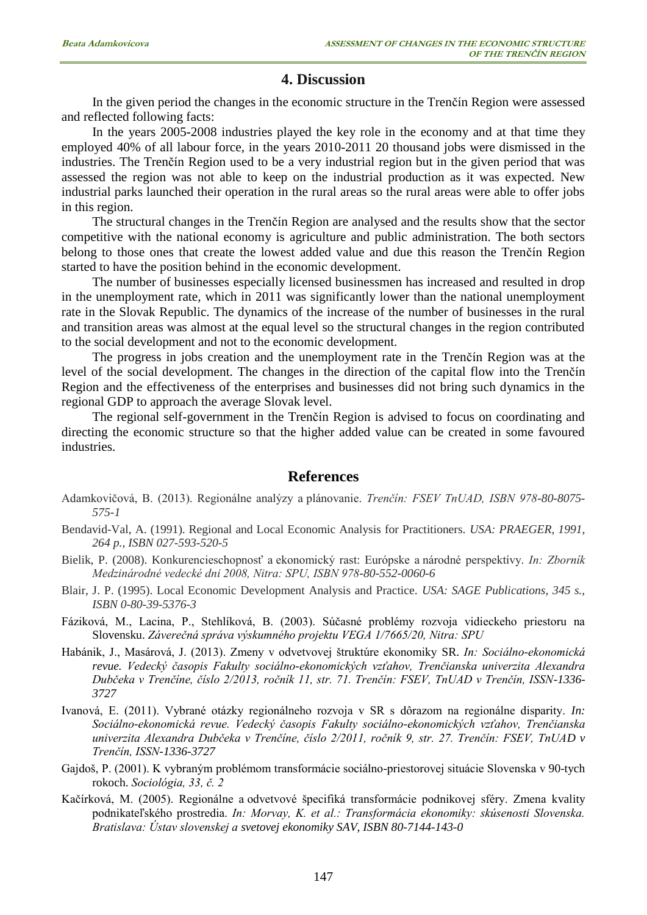## 4. Discussion

In the given period the changes in the economic structure in the Trenčín Region were assessed and reflected following facts:

In the years 2005-2008 industries played the key role in the economy and at that time they employed 40% of all labour force, in the years 2010-2011 20 thousand jobs were dismissed in the industries. The Trenčín Region used to be a very industrial region but in the given period that was assessed the region was not able to keep on the industrial production as it was expected. New industrial parks launched their operation in the rural areas so the rural areas were able to offer jobs in this region.

The structural changes in the Trenčín Region are analysed and the results show that the sector competitive with the national economy is agriculture and public administration. The both sectors belong to those ones that create the lowest added value and due this reason the Trenčín Region started to have the position behind in the economic development.

The number of businesses especially licensed businessmen has increased and resulted in drop in the unemployment rate, which in 2011 was significantly lower than the national unemployment rate in the Slovak Republic. The dynamics of the increase of the number of businesses in the rural and transition areas was almost at the equal level so the structural changes in the region contributed to the social development and not to the economic development.

The progress in jobs creation and the unemployment rate in the Trenčín Region was at the level of the social development. The changes in the direction of the capital flow into the Trenčín Region and the effectiveness of the enterprises and businesses did not bring such dynamics in the regional GDP to approach the average Slovak level.

The regional self-government in the Trenčín Region is advised to focus on coordinating and directing the economic structure so that the higher added value can be created in some favoured industries.

## References

Adamkovičová, B. (2013). Regionálne analýzy a plánovanie. *Trenčín: FSEV TnUAD, ISBN 978-80-8075-575-1*

Bendavid-Val, A. (1991). Regional and Local Economic Analysis for Practitioners. *USA: PRAEGER, 1991, 264 p., ISBN 027-593-520-5*

Bielik, P. (2008). Konkurencieschopnosť a ekonomický rast: Európske a národné perspektívy. *In: Zborník Medzinárodné vedecké dni 2008, Nitra: SPU, ISBN 978-80-552-0060-6*

Blair, J. P. (1995). Local Economic Development Analysis and Practice. *USA: SAGE Publications, 345 s., ISBN 0-80-39-5376-3*

Fáziková, M., Lacina, P., Stehlíková, B. (2003). Súčasné problémy rozvoja vidieckeho priestoru na Slovensku. *Záverečná správa výskumného projektu VEGA 1/7665/20, Nitra: SPU*

Habánik, J., Masárová, J. (2013). Zmeny v odvetvovej štruktúre ekonomiky SR. *In: Sociálno-ekonomická revue. Vedecký časopis Fakulty sociálno-ekonomických vzťahov, Trenčianska univerzita Alexandra Dubčeka v Trenčíne, číslo 2/2013, ročník 11, str. 71. Trenčín: FSEV, TnUAD v Trenčín, ISSN-1336-3727*

Ivanová, E. (2011). Vybrané otázky regionálneho rozvoja v SR s dôrazom na regionálne disparity. *In: Sociálno-ekonomická revue. Vedecký časopis Fakulty sociálno-ekonomických vzťahov, Trenčianska univerzita Alexandra Dubčeka v Trenčíne, číslo 2/2011, ročník 9, str. 27. Trenčín: FSEV, TnUAD v Trenčín, ISSN-1336-3727*

Gajdoš, P. (2001). K vybraným problémom transformácie sociálno-priestorovej situácie Slovenska v 90-tych rokoch. *Sociológia, 33, č. 2*

Kačírková, M. (2005). Regionálne a odvetvové špecifiká transformácie podnikovej sféry. Zmena kvality podnikateľského prostredia. *In: Morvay, K. et al.: Transformácia ekonomiky: skúsenosti Slovenska. Bratislava: Ústav slovenskej a svetovej ekonomiky SAV, ISBN 80-7144-143-0*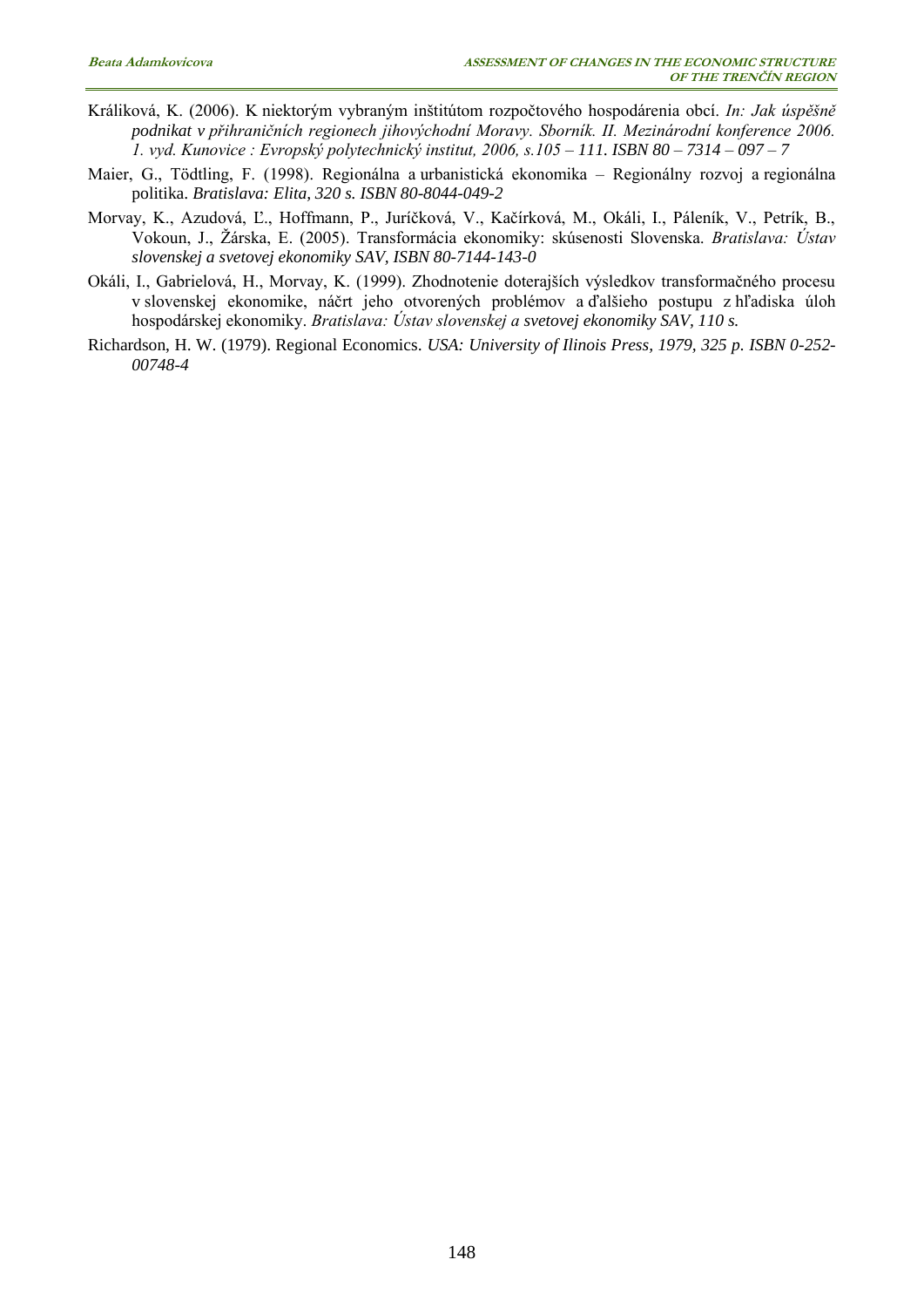Králiková, K. (2006). K niektorým vybraným inštitútom rozpočtového hospodárenia obcí. *In: Jak úspěšně podnikat v přihraničních regionech jihovýchodní Moravy. Sborník. II. Mezinárodní konference 2006. 1. vyd. Kunovice : Evropský polytechnický institut, 2006, s.105 – 111. ISBN 80 – 7314 – 097 – 7*

Maier, G., Tödtling, F. (1998). Regionálna a urbanistická ekonomika – Regionálny rozvoj a regionálna politika. *Bratislava: Elita, 320 s. ISBN 80-8044-049-2*

Morvay, K., Azudová, Ľ., Hoffmann, P., Juríčková, V., Kačírková, M., Okáli, I., Páleník, V., Petrík, B., Vokoun, J., Žárska, E. (2005). Transformácia ekonomiky: skúsenosti Slovenska. *Bratislava: Ústav slovenskej a svetovej ekonomiky SAV, ISBN 80-7144-143-0*

Okáli, I., Gabrielová, H., Morvay, K. (1999). Zhodnotenie doterajších výsledkov transformačného procesu v slovenskej ekonomike, náčrt jeho otvorených problémov a ďalšieho postupu z hľadiska úloh hospodárskej ekonomiky. *Bratislava: Ústav slovenskej a svetovej ekonomiky SAV, 110 s.*

Richardson, H. W. (1979). Regional Economics. *USA: University of Ilinois Press, 1979, 325 p. ISBN 0-252-00748-4*